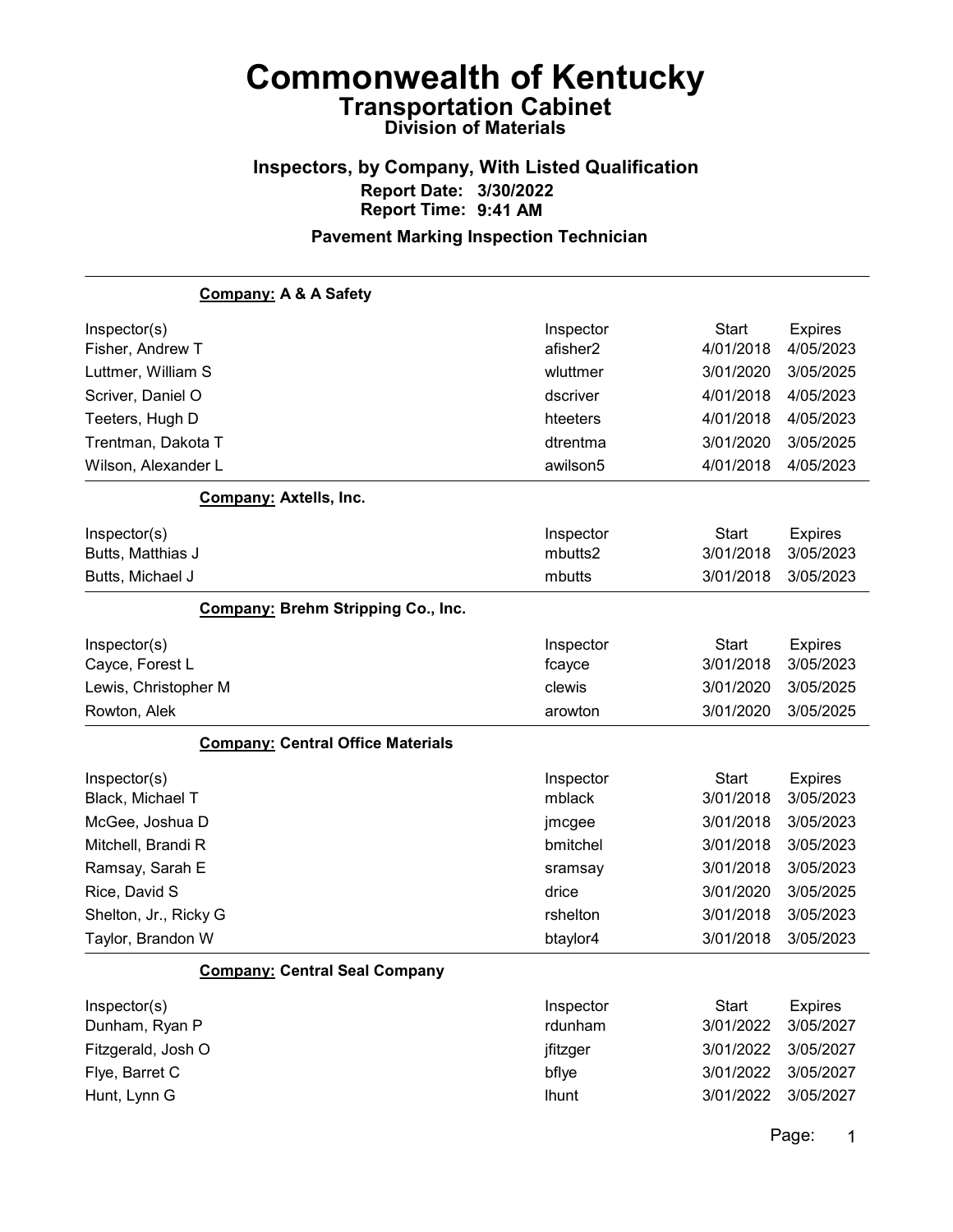# Commonwealth of Kentucky

## Transportation Cabinet

### Division of Materials

### Inspectors, by Company, With Listed Qualification

**Report Date: 3/30/2022**
**Report Time: 9:41 AM**

### Pavement Marking Inspection Technician

**Company: A & A Safety**

| Inspector(s) | Inspector | Start | Expires |
|---|---|---|---|
| Fisher, Andrew T | afisher2 | 4/01/2018 | 4/05/2023 |
| Luttmer, William S | wluttmer | 3/01/2020 | 3/05/2025 |
| Scriver, Daniel O | dscriver | 4/01/2018 | 4/05/2023 |
| Teeters, Hugh D | hteeters | 4/01/2018 | 4/05/2023 |
| Trentman, Dakota T | dtrentma | 3/01/2020 | 3/05/2025 |
| Wilson, Alexander L | awilson5 | 4/01/2018 | 4/05/2023 |

**Company: Axtells, Inc.**

| Inspector(s) | Inspector | Start | Expires |
|---|---|---|---|
| Butts, Matthias J | mbutts2 | 3/01/2018 | 3/05/2023 |
| Butts, Michael J | mbutts | 3/01/2018 | 3/05/2023 |

**Company: Brehm Stripping Co., Inc.**

| Inspector(s) | Inspector | Start | Expires |
|---|---|---|---|
| Cayce, Forest L | fcayce | 3/01/2018 | 3/05/2023 |
| Lewis, Christopher M | clewis | 3/01/2020 | 3/05/2025 |
| Rowton, Alek | arowton | 3/01/2020 | 3/05/2025 |

**Company: Central Office Materials**

| Inspector(s) | Inspector | Start | Expires |
|---|---|---|---|
| Black, Michael T | mblack | 3/01/2018 | 3/05/2023 |
| McGee, Joshua D | jmcgee | 3/01/2018 | 3/05/2023 |
| Mitchell, Brandi R | bmitchel | 3/01/2018 | 3/05/2023 |
| Ramsay, Sarah E | sramsay | 3/01/2018 | 3/05/2023 |
| Rice, David S | drice | 3/01/2020 | 3/05/2025 |
| Shelton, Jr., Ricky G | rshelton | 3/01/2018 | 3/05/2023 |
| Taylor, Brandon W | btaylor4 | 3/01/2018 | 3/05/2023 |

**Company: Central Seal Company**

| Inspector(s) | Inspector | Start | Expires |
|---|---|---|---|
| Dunham, Ryan P | rdunham | 3/01/2022 | 3/05/2027 |
| Fitzgerald, Josh O | jfitzger | 3/01/2022 | 3/05/2027 |
| Flye, Barret C | bflye | 3/01/2022 | 3/05/2027 |
| Hunt, Lynn G | lhunt | 3/01/2022 | 3/05/2027 |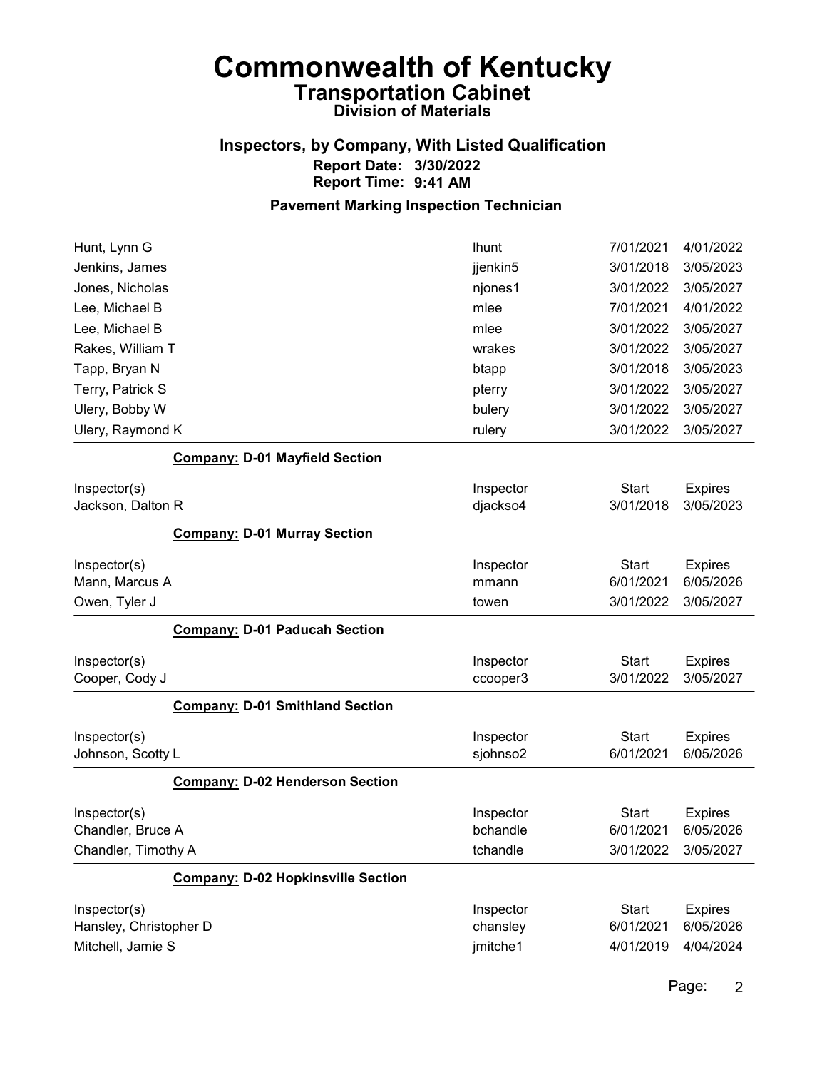# Commonwealth of Kentucky
## Transportation Cabinet
### Division of Materials

### Inspectors, by Company, With Listed Qualification
**Report Date: 3/30/2022**
**Report Time: 9:41 AM**

### Pavement Marking Inspection Technician

| | | | |
|---|---|---|---|
| Hunt, Lynn G | lhunt | 7/01/2021 | 4/01/2022 |
| Jenkins, James | jjenkin5 | 3/01/2018 | 3/05/2023 |
| Jones, Nicholas | njones1 | 3/01/2022 | 3/05/2027 |
| Lee, Michael B | mlee | 7/01/2021 | 4/01/2022 |
| Lee, Michael B | mlee | 3/01/2022 | 3/05/2027 |
| Rakes, William T | wrakes | 3/01/2022 | 3/05/2027 |
| Tapp, Bryan N | btapp | 3/01/2018 | 3/05/2023 |
| Terry, Patrick S | pterry | 3/01/2022 | 3/05/2027 |
| Ulery, Bobby W | bulery | 3/01/2022 | 3/05/2027 |
| Ulery, Raymond K | rulery | 3/01/2022 | 3/05/2027 |

**Company: D-01 Mayfield Section**

| Inspector(s) | Inspector | Start | Expires |
|---|---|---|---|
| Jackson, Dalton R | djackso4 | 3/01/2018 | 3/05/2023 |

**Company: D-01 Murray Section**

| Inspector(s) | Inspector | Start | Expires |
|---|---|---|---|
| Mann, Marcus A | mmann | 6/01/2021 | 6/05/2026 |
| Owen, Tyler J | towen | 3/01/2022 | 3/05/2027 |

**Company: D-01 Paducah Section**

| Inspector(s) | Inspector | Start | Expires |
|---|---|---|---|
| Cooper, Cody J | ccooper3 | 3/01/2022 | 3/05/2027 |

**Company: D-01 Smithland Section**

| Inspector(s) | Inspector | Start | Expires |
|---|---|---|---|
| Johnson, Scotty L | sjohnso2 | 6/01/2021 | 6/05/2026 |

**Company: D-02 Henderson Section**

| Inspector(s) | Inspector | Start | Expires |
|---|---|---|---|
| Chandler, Bruce A | bchandle | 6/01/2021 | 6/05/2026 |
| Chandler, Timothy A | tchandle | 3/01/2022 | 3/05/2027 |

**Company: D-02 Hopkinsville Section**

| Inspector(s) | Inspector | Start | Expires |
|---|---|---|---|
| Hansley, Christopher D | chansley | 6/01/2021 | 6/05/2026 |
| Mitchell, Jamie S | jmitche1 | 4/01/2019 | 4/04/2024 |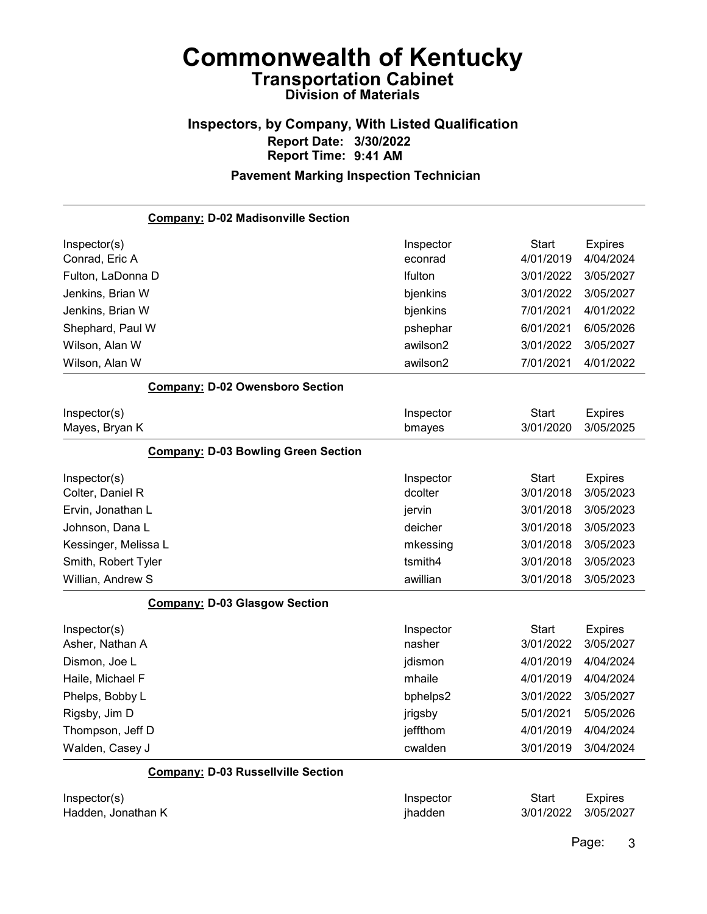# Commonwealth of Kentucky

## Transportation Cabinet

### Division of Materials

### Inspectors, by Company, With Listed Qualification

**Report Date: 3/30/2022**

**Report Time: 9:41 AM**

### Pavement Marking Inspection Technician

**Company: D-02 Madisonville Section**

| Inspector(s) | Inspector | Start | Expires |
|---|---|---|---|
| Conrad, Eric A | econrad | 4/01/2019 | 4/04/2024 |
| Fulton, LaDonna D | lfulton | 3/01/2022 | 3/05/2027 |
| Jenkins, Brian W | bjenkins | 3/01/2022 | 3/05/2027 |
| Jenkins, Brian W | bjenkins | 7/01/2021 | 4/01/2022 |
| Shephard, Paul W | pshephar | 6/01/2021 | 6/05/2026 |
| Wilson, Alan W | awilson2 | 3/01/2022 | 3/05/2027 |
| Wilson, Alan W | awilson2 | 7/01/2021 | 4/01/2022 |

**Company: D-02 Owensboro Section**

| Inspector(s) | Inspector | Start | Expires |
|---|---|---|---|
| Mayes, Bryan K | bmayes | 3/01/2020 | 3/05/2025 |

**Company: D-03 Bowling Green Section**

| Inspector(s) | Inspector | Start | Expires |
|---|---|---|---|
| Colter, Daniel R | dcolter | 3/01/2018 | 3/05/2023 |
| Ervin, Jonathan L | jervin | 3/01/2018 | 3/05/2023 |
| Johnson, Dana L | deicher | 3/01/2018 | 3/05/2023 |
| Kessinger, Melissa L | mkessing | 3/01/2018 | 3/05/2023 |
| Smith, Robert Tyler | tsmith4 | 3/01/2018 | 3/05/2023 |
| Willian, Andrew S | awillian | 3/01/2018 | 3/05/2023 |

**Company: D-03 Glasgow Section**

| Inspector(s) | Inspector | Start | Expires |
|---|---|---|---|
| Asher, Nathan A | nasher | 3/01/2022 | 3/05/2027 |
| Dismon, Joe L | jdismon | 4/01/2019 | 4/04/2024 |
| Haile, Michael F | mhaile | 4/01/2019 | 4/04/2024 |
| Phelps, Bobby L | bphelps2 | 3/01/2022 | 3/05/2027 |
| Rigsby, Jim D | jrigsby | 5/01/2021 | 5/05/2026 |
| Thompson, Jeff D | jeffthom | 4/01/2019 | 4/04/2024 |
| Walden, Casey J | cwalden | 3/01/2019 | 3/04/2024 |

**Company: D-03 Russellville Section**

| Inspector(s) | Inspector | Start | Expires |
|---|---|---|---|
| Hadden, Jonathan K | jhadden | 3/01/2022 | 3/05/2027 |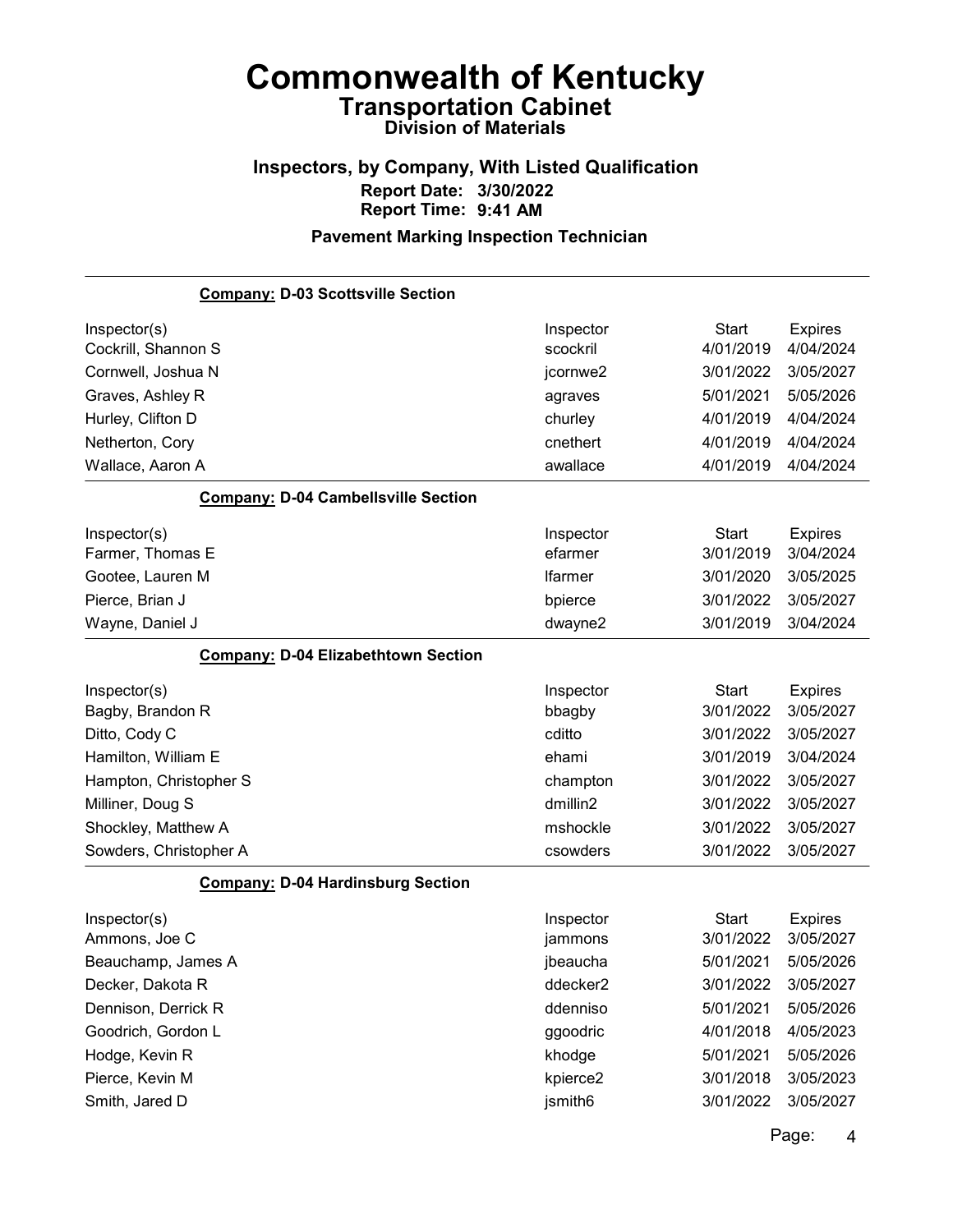# Commonwealth of Kentucky

## Transportation Cabinet

### Division of Materials

### Inspectors, by Company, With Listed Qualification

**Report Date: 3/30/2022**
**Report Time: 9:41 AM**

### Pavement Marking Inspection Technician

**Company: D-03 Scottsville Section**

| Inspector(s) | Inspector | Start | Expires |
|---|---|---|---|
| Cockrill, Shannon S | scockril | 4/01/2019 | 4/04/2024 |
| Cornwell, Joshua N | jcornwe2 | 3/01/2022 | 3/05/2027 |
| Graves, Ashley R | agraves | 5/01/2021 | 5/05/2026 |
| Hurley, Clifton D | churley | 4/01/2019 | 4/04/2024 |
| Netherton, Cory | cnethert | 4/01/2019 | 4/04/2024 |
| Wallace, Aaron A | awallace | 4/01/2019 | 4/04/2024 |

**Company: D-04 Cambellsville Section**

| Inspector(s) | Inspector | Start | Expires |
|---|---|---|---|
| Farmer, Thomas E | efarmer | 3/01/2019 | 3/04/2024 |
| Gootee, Lauren M | lfarmer | 3/01/2020 | 3/05/2025 |
| Pierce, Brian J | bpierce | 3/01/2022 | 3/05/2027 |
| Wayne, Daniel J | dwayne2 | 3/01/2019 | 3/04/2024 |

**Company: D-04 Elizabethtown Section**

| Inspector(s) | Inspector | Start | Expires |
|---|---|---|---|
| Bagby, Brandon R | bbagby | 3/01/2022 | 3/05/2027 |
| Ditto, Cody C | cditto | 3/01/2022 | 3/05/2027 |
| Hamilton, William E | ehami | 3/01/2019 | 3/04/2024 |
| Hampton, Christopher S | champton | 3/01/2022 | 3/05/2027 |
| Milliner, Doug S | dmillin2 | 3/01/2022 | 3/05/2027 |
| Shockley, Matthew A | mshockle | 3/01/2022 | 3/05/2027 |
| Sowders, Christopher A | csowders | 3/01/2022 | 3/05/2027 |

**Company: D-04 Hardinsburg Section**

| Inspector(s) | Inspector | Start | Expires |
|---|---|---|---|
| Ammons, Joe C | jammons | 3/01/2022 | 3/05/2027 |
| Beauchamp, James A | jbeaucha | 5/01/2021 | 5/05/2026 |
| Decker, Dakota R | ddecker2 | 3/01/2022 | 3/05/2027 |
| Dennison, Derrick R | ddenniso | 5/01/2021 | 5/05/2026 |
| Goodrich, Gordon L | ggoodric | 4/01/2018 | 4/05/2023 |
| Hodge, Kevin R | khodge | 5/01/2021 | 5/05/2026 |
| Pierce, Kevin M | kpierce2 | 3/01/2018 | 3/05/2023 |
| Smith, Jared D | jsmith6 | 3/01/2022 | 3/05/2027 |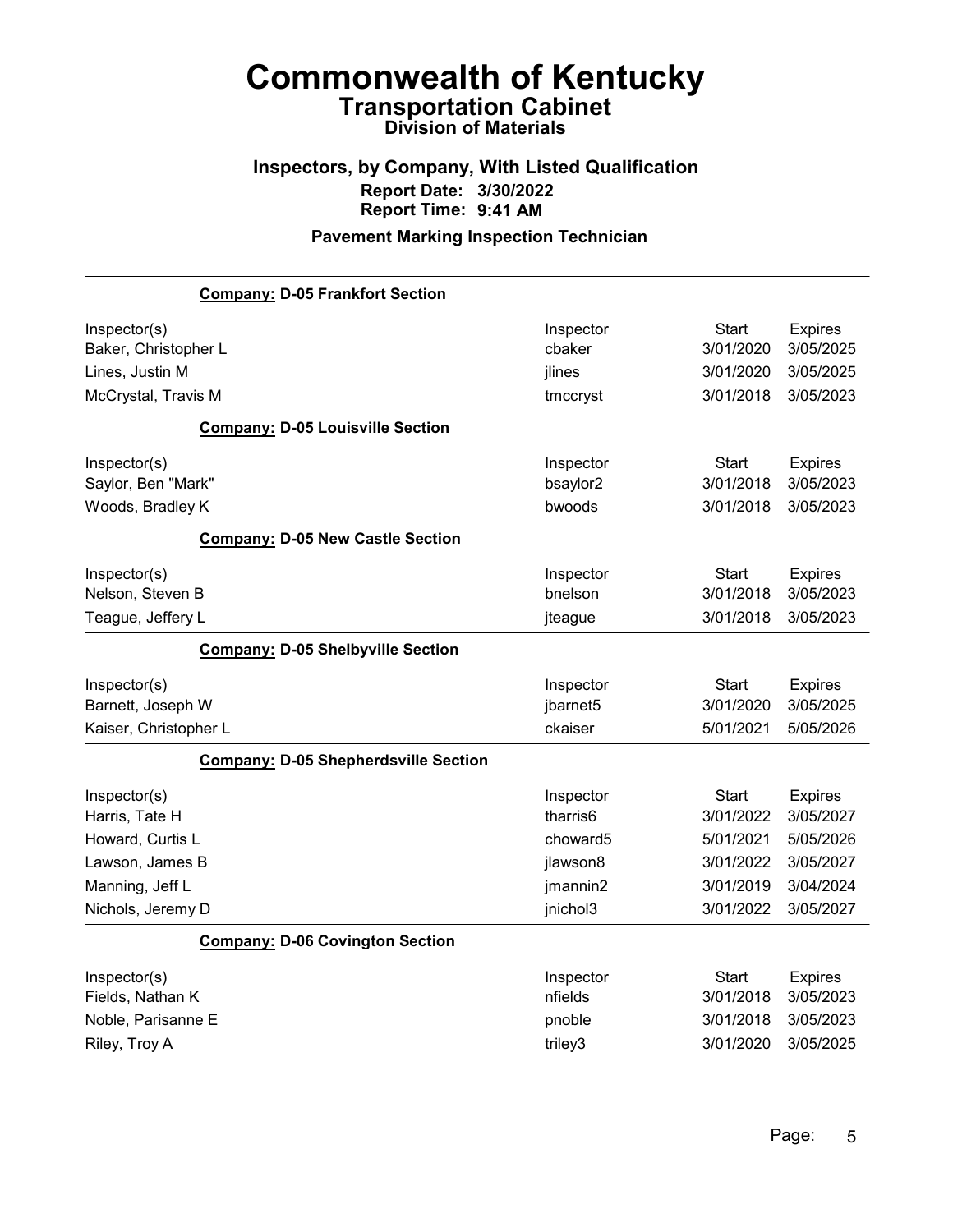# Commonwealth of Kentucky

## Transportation Cabinet

### Division of Materials

### Inspectors, by Company, With Listed Qualification

**Report Date: 3/30/2022**

**Report Time: 9:41 AM**

### Pavement Marking Inspection Technician

**Company: D-05 Frankfort Section**

| Inspector(s) | Inspector | Start | Expires |
|---|---|---|---|
| Baker, Christopher L | cbaker | 3/01/2020 | 3/05/2025 |
| Lines, Justin M | jlines | 3/01/2020 | 3/05/2025 |
| McCrystal, Travis M | tmccryst | 3/01/2018 | 3/05/2023 |

**Company: D-05 Louisville Section**

| Inspector(s) | Inspector | Start | Expires |
|---|---|---|---|
| Saylor, Ben "Mark" | bsaylor2 | 3/01/2018 | 3/05/2023 |
| Woods, Bradley K | bwoods | 3/01/2018 | 3/05/2023 |

**Company: D-05 New Castle Section**

| Inspector(s) | Inspector | Start | Expires |
|---|---|---|---|
| Nelson, Steven B | bnelson | 3/01/2018 | 3/05/2023 |
| Teague, Jeffery L | jteague | 3/01/2018 | 3/05/2023 |

**Company: D-05 Shelbyville Section**

| Inspector(s) | Inspector | Start | Expires |
|---|---|---|---|
| Barnett, Joseph W | jbarnet5 | 3/01/2020 | 3/05/2025 |
| Kaiser, Christopher L | ckaiser | 5/01/2021 | 5/05/2026 |

**Company: D-05 Shepherdsville Section**

| Inspector(s) | Inspector | Start | Expires |
|---|---|---|---|
| Harris, Tate H | tharris6 | 3/01/2022 | 3/05/2027 |
| Howard, Curtis L | choward5 | 5/01/2021 | 5/05/2026 |
| Lawson, James B | jlawson8 | 3/01/2022 | 3/05/2027 |
| Manning, Jeff L | jmannin2 | 3/01/2019 | 3/04/2024 |
| Nichols, Jeremy D | jnichol3 | 3/01/2022 | 3/05/2027 |

**Company: D-06 Covington Section**

| Inspector(s) | Inspector | Start | Expires |
|---|---|---|---|
| Fields, Nathan K | nfields | 3/01/2018 | 3/05/2023 |
| Noble, Parisanne E | pnoble | 3/01/2018 | 3/05/2023 |
| Riley, Troy A | triley3 | 3/01/2020 | 3/05/2025 |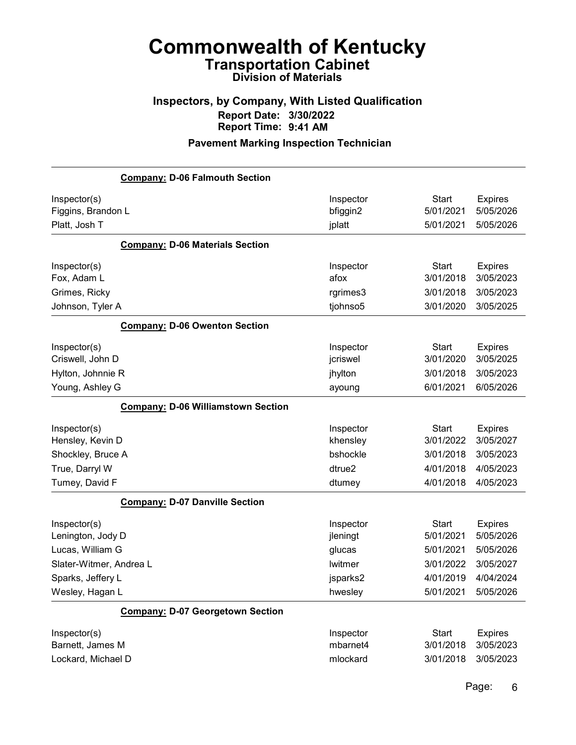# Commonwealth of Kentucky

## Transportation Cabinet

### Division of Materials

## Inspectors, by Company, With Listed Qualification

**Report Date: 3/30/2022**

**Report Time: 9:41 AM**

### Pavement Marking Inspection Technician

**Company: D-06 Falmouth Section**

| Inspector(s) | Inspector | Start | Expires |
|---|---|---|---|
| Figgins, Brandon L | bfiggin2 | 5/01/2021 | 5/05/2026 |
| Platt, Josh T | jplatt | 5/01/2021 | 5/05/2026 |

**Company: D-06 Materials Section**

| Inspector(s) | Inspector | Start | Expires |
|---|---|---|---|
| Fox, Adam L | afox | 3/01/2018 | 3/05/2023 |
| Grimes, Ricky | rgrimes3 | 3/01/2018 | 3/05/2023 |
| Johnson, Tyler A | tjohnso5 | 3/01/2020 | 3/05/2025 |

**Company: D-06 Owenton Section**

| Inspector(s) | Inspector | Start | Expires |
|---|---|---|---|
| Criswell, John D | jcriswel | 3/01/2020 | 3/05/2025 |
| Hylton, Johnnie R | jhylton | 3/01/2018 | 3/05/2023 |
| Young, Ashley G | ayoung | 6/01/2021 | 6/05/2026 |

**Company: D-06 Williamstown Section**

| Inspector(s) | Inspector | Start | Expires |
|---|---|---|---|
| Hensley, Kevin D | khensley | 3/01/2022 | 3/05/2027 |
| Shockley, Bruce A | bshockle | 3/01/2018 | 3/05/2023 |
| True, Darryl W | dtrue2 | 4/01/2018 | 4/05/2023 |
| Tumey, David F | dtumey | 4/01/2018 | 4/05/2023 |

**Company: D-07 Danville Section**

| Inspector(s) | Inspector | Start | Expires |
|---|---|---|---|
| Lenington, Jody D | jleningt | 5/01/2021 | 5/05/2026 |
| Lucas, William G | glucas | 5/01/2021 | 5/05/2026 |
| Slater-Witmer, Andrea L | lwitmer | 3/01/2022 | 3/05/2027 |
| Sparks, Jeffery L | jsparks2 | 4/01/2019 | 4/04/2024 |
| Wesley, Hagan L | hwesley | 5/01/2021 | 5/05/2026 |

**Company: D-07 Georgetown Section**

| Inspector(s) | Inspector | Start | Expires |
|---|---|---|---|
| Barnett, James M | mbarnet4 | 3/01/2018 | 3/05/2023 |
| Lockard, Michael D | mlockard | 3/01/2018 | 3/05/2023 |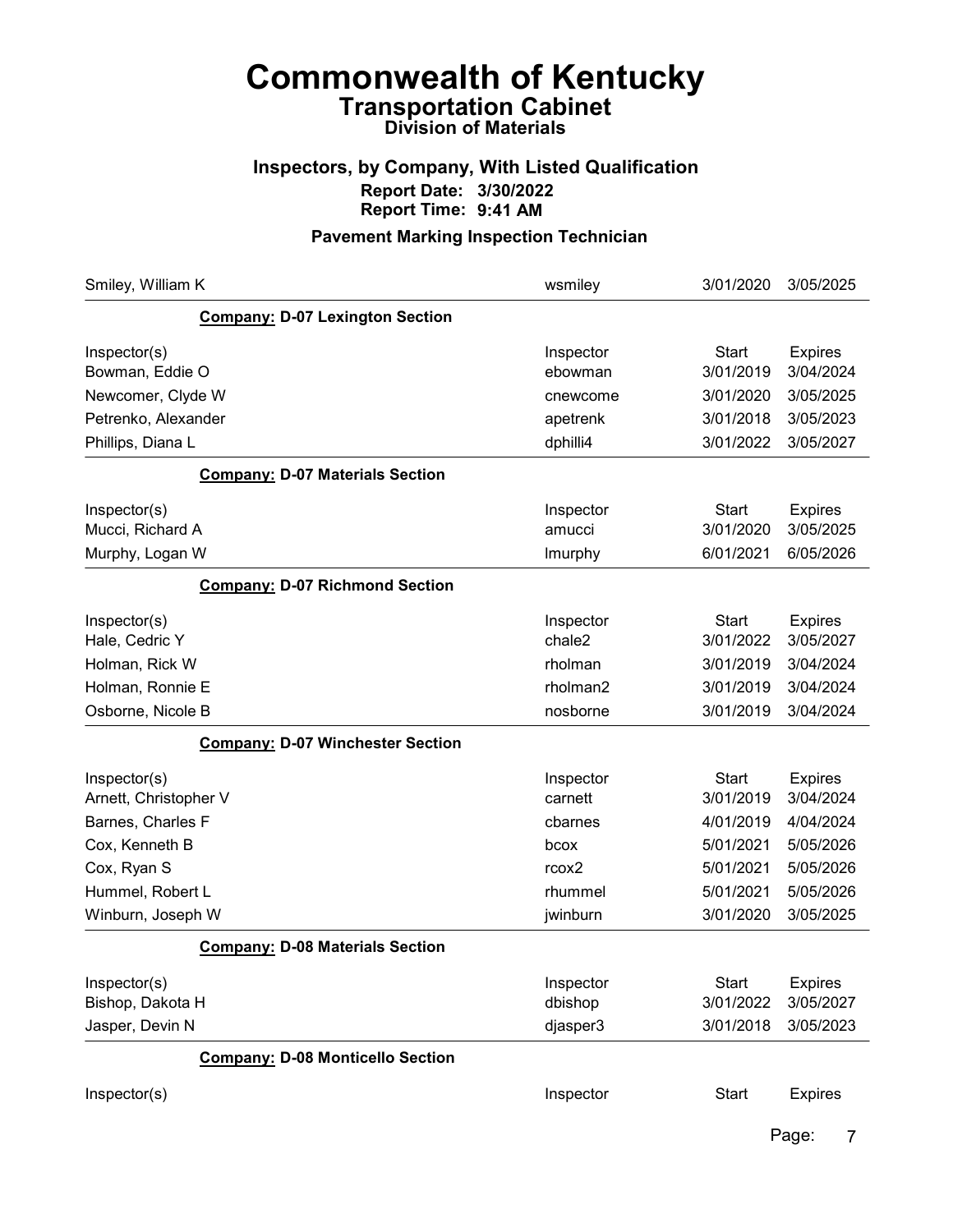# Commonwealth of Kentucky
## Transportation Cabinet
### Division of Materials

### Inspectors, by Company, With Listed Qualification
**Report Date: 3/30/2022**
**Report Time: 9:41 AM**

### Pavement Marking Inspection Technician

| | | | |
|---|---|---|---|
| Smiley, William K | wsmiley | 3/01/2020 | 3/05/2025 |

**Company:** D-07 Lexington Section

| Inspector(s) | Inspector | Start | Expires |
|---|---|---|---|
| Bowman, Eddie O | ebowman | 3/01/2019 | 3/04/2024 |
| Newcomer, Clyde W | cnewcome | 3/01/2020 | 3/05/2025 |
| Petrenko, Alexander | apetrenk | 3/01/2018 | 3/05/2023 |
| Phillips, Diana L | dphilli4 | 3/01/2022 | 3/05/2027 |

**Company:** D-07 Materials Section

| Inspector(s) | Inspector | Start | Expires |
|---|---|---|---|
| Mucci, Richard A | amucci | 3/01/2020 | 3/05/2025 |
| Murphy, Logan W | lmurphy | 6/01/2021 | 6/05/2026 |

**Company:** D-07 Richmond Section

| Inspector(s) | Inspector | Start | Expires |
|---|---|---|---|
| Hale, Cedric Y | chale2 | 3/01/2022 | 3/05/2027 |
| Holman, Rick W | rholman | 3/01/2019 | 3/04/2024 |
| Holman, Ronnie E | rholman2 | 3/01/2019 | 3/04/2024 |
| Osborne, Nicole B | nosborne | 3/01/2019 | 3/04/2024 |

**Company:** D-07 Winchester Section

| Inspector(s) | Inspector | Start | Expires |
|---|---|---|---|
| Arnett, Christopher V | carnett | 3/01/2019 | 3/04/2024 |
| Barnes, Charles F | cbarnes | 4/01/2019 | 4/04/2024 |
| Cox, Kenneth B | bcox | 5/01/2021 | 5/05/2026 |
| Cox, Ryan S | rcox2 | 5/01/2021 | 5/05/2026 |
| Hummel, Robert L | rhummel | 5/01/2021 | 5/05/2026 |
| Winburn, Joseph W | jwinburn | 3/01/2020 | 3/05/2025 |

**Company:** D-08 Materials Section

| Inspector(s) | Inspector | Start | Expires |
|---|---|---|---|
| Bishop, Dakota H | dbishop | 3/01/2022 | 3/05/2027 |
| Jasper, Devin N | djasper3 | 3/01/2018 | 3/05/2023 |

**Company:** D-08 Monticello Section

| Inspector(s) | Inspector | Start | Expires |
|---|---|---|---|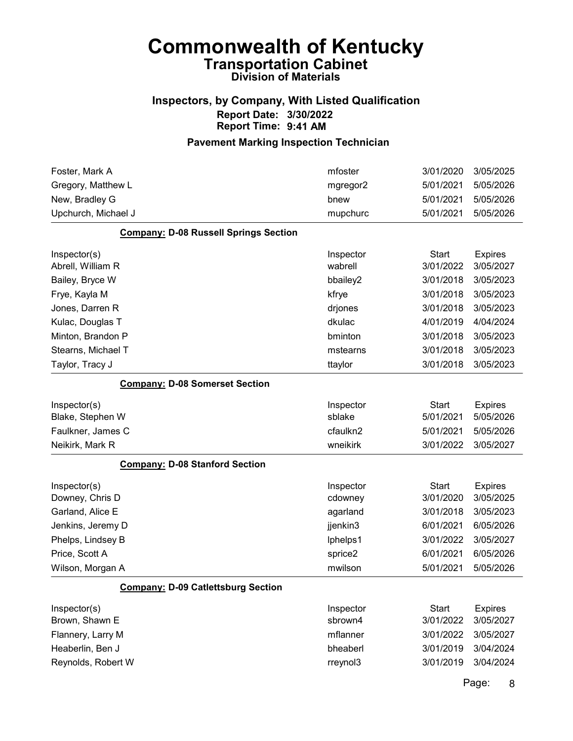# Commonwealth of Kentucky

## Transportation Cabinet

### Division of Materials

### Inspectors, by Company, With Listed Qualification

**Report Date: 3/30/2022**
**Report Time: 9:41 AM**

### Pavement Marking Inspection Technician

| | | | |
|---|---|---|---|
| Foster, Mark A | mfoster | 3/01/2020 | 3/05/2025 |
| Gregory, Matthew L | mgregor2 | 5/01/2021 | 5/05/2026 |
| New, Bradley G | bnew | 5/01/2021 | 5/05/2026 |
| Upchurch, Michael J | mupchurc | 5/01/2021 | 5/05/2026 |

**Company: D-08 Russell Springs Section**

| Inspector(s) | Inspector | Start | Expires |
|---|---|---|---|
| Abrell, William R | wabrell | 3/01/2022 | 3/05/2027 |
| Bailey, Bryce W | bbailey2 | 3/01/2018 | 3/05/2023 |
| Frye, Kayla M | kfrye | 3/01/2018 | 3/05/2023 |
| Jones, Darren R | drjones | 3/01/2018 | 3/05/2023 |
| Kulac, Douglas T | dkulac | 4/01/2019 | 4/04/2024 |
| Minton, Brandon P | bminton | 3/01/2018 | 3/05/2023 |
| Stearns, Michael T | mstearns | 3/01/2018 | 3/05/2023 |
| Taylor, Tracy J | ttaylor | 3/01/2018 | 3/05/2023 |

**Company: D-08 Somerset Section**

| Inspector(s) | Inspector | Start | Expires |
|---|---|---|---|
| Blake, Stephen W | sblake | 5/01/2021 | 5/05/2026 |
| Faulkner, James C | cfaulkn2 | 5/01/2021 | 5/05/2026 |
| Neikirk, Mark R | wneikirk | 3/01/2022 | 3/05/2027 |

**Company: D-08 Stanford Section**

| Inspector(s) | Inspector | Start | Expires |
|---|---|---|---|
| Downey, Chris D | cdowney | 3/01/2020 | 3/05/2025 |
| Garland, Alice E | agarland | 3/01/2018 | 3/05/2023 |
| Jenkins, Jeremy D | jjenkin3 | 6/01/2021 | 6/05/2026 |
| Phelps, Lindsey B | lphelps1 | 3/01/2022 | 3/05/2027 |
| Price, Scott A | sprice2 | 6/01/2021 | 6/05/2026 |
| Wilson, Morgan A | mwilson | 5/01/2021 | 5/05/2026 |

**Company: D-09 Catlettsburg Section**

| Inspector(s) | Inspector | Start | Expires |
|---|---|---|---|
| Brown, Shawn E | sbrown4 | 3/01/2022 | 3/05/2027 |
| Flannery, Larry M | mflanner | 3/01/2022 | 3/05/2027 |
| Heaberlin, Ben J | bheaberl | 3/01/2019 | 3/04/2024 |
| Reynolds, Robert W | rreynol3 | 3/01/2019 | 3/04/2024 |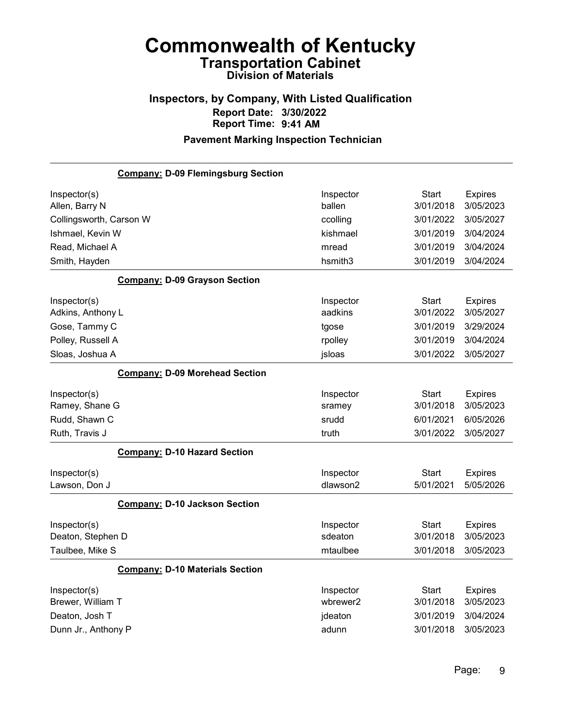# Commonwealth of Kentucky
## Transportation Cabinet
### Division of Materials

### Inspectors, by Company, With Listed Qualification

**Report Date: 3/30/2022**
**Report Time: 9:41 AM**

**Pavement Marking Inspection Technician**

**Company: D-09 Flemingsburg Section**

| Inspector(s) | Inspector | Start | Expires |
|---|---|---|---|
| Allen, Barry N | ballen | 3/01/2018 | 3/05/2023 |
| Collingsworth, Carson W | ccolling | 3/01/2022 | 3/05/2027 |
| Ishmael, Kevin W | kishmael | 3/01/2019 | 3/04/2024 |
| Read, Michael A | mread | 3/01/2019 | 3/04/2024 |
| Smith, Hayden | hsmith3 | 3/01/2019 | 3/04/2024 |

**Company: D-09 Grayson Section**

| Inspector(s) | Inspector | Start | Expires |
|---|---|---|---|
| Adkins, Anthony L | aadkins | 3/01/2022 | 3/05/2027 |
| Gose, Tammy C | tgose | 3/01/2019 | 3/29/2024 |
| Polley, Russell A | rpolley | 3/01/2019 | 3/04/2024 |
| Sloas, Joshua A | jsloas | 3/01/2022 | 3/05/2027 |

**Company: D-09 Morehead Section**

| Inspector(s) | Inspector | Start | Expires |
|---|---|---|---|
| Ramey, Shane G | sramey | 3/01/2018 | 3/05/2023 |
| Rudd, Shawn C | srudd | 6/01/2021 | 6/05/2026 |
| Ruth, Travis J | truth | 3/01/2022 | 3/05/2027 |

**Company: D-10 Hazard Section**

| Inspector(s) | Inspector | Start | Expires |
|---|---|---|---|
| Lawson, Don J | dlawson2 | 5/01/2021 | 5/05/2026 |

**Company: D-10 Jackson Section**

| Inspector(s) | Inspector | Start | Expires |
|---|---|---|---|
| Deaton, Stephen D | sdeaton | 3/01/2018 | 3/05/2023 |
| Taulbee, Mike S | mtaulbee | 3/01/2018 | 3/05/2023 |

**Company: D-10 Materials Section**

| Inspector(s) | Inspector | Start | Expires |
|---|---|---|---|
| Brewer, William T | wbrewer2 | 3/01/2018 | 3/05/2023 |
| Deaton, Josh T | jdeaton | 3/01/2019 | 3/04/2024 |
| Dunn Jr., Anthony P | adunn | 3/01/2018 | 3/05/2023 |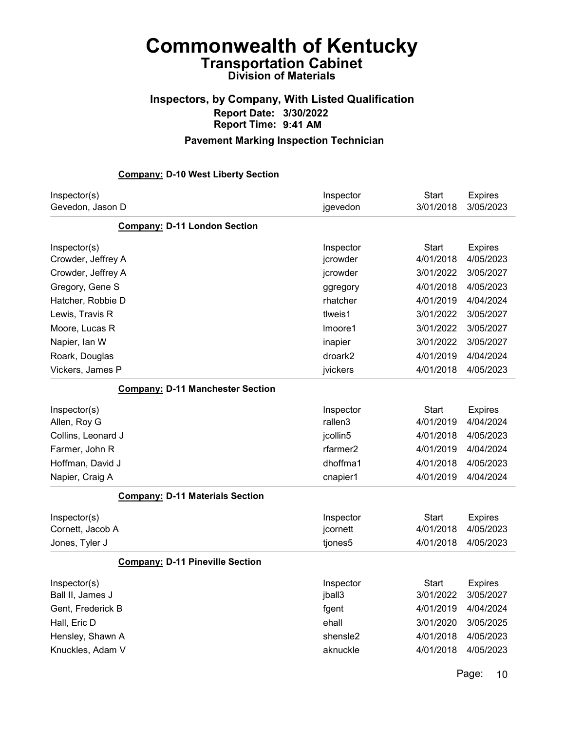# Commonwealth of Kentucky

## Transportation Cabinet

### Division of Materials

### Inspectors, by Company, With Listed Qualification

**Report Date: 3/30/2022**
**Report Time: 9:41 AM**

### Pavement Marking Inspection Technician

**Company: D-10 West Liberty Section**

| Inspector(s) | Inspector | Start | Expires |
|---|---|---|---|
| Gevedon, Jason D | jgevedon | 3/01/2018 | 3/05/2023 |

**Company: D-11 London Section**

| Inspector(s) | Inspector | Start | Expires |
|---|---|---|---|
| Crowder, Jeffrey A | jcrowder | 4/01/2018 | 4/05/2023 |
| Crowder, Jeffrey A | jcrowder | 3/01/2022 | 3/05/2027 |
| Gregory, Gene S | ggregory | 4/01/2018 | 4/05/2023 |
| Hatcher, Robbie D | rhatcher | 4/01/2019 | 4/04/2024 |
| Lewis, Travis R | tlweis1 | 3/01/2022 | 3/05/2027 |
| Moore, Lucas R | lmoore1 | 3/01/2022 | 3/05/2027 |
| Napier, Ian W | inapier | 3/01/2022 | 3/05/2027 |
| Roark, Douglas | droark2 | 4/01/2019 | 4/04/2024 |
| Vickers, James P | jvickers | 4/01/2018 | 4/05/2023 |

**Company: D-11 Manchester Section**

| Inspector(s) | Inspector | Start | Expires |
|---|---|---|---|
| Allen, Roy G | rallen3 | 4/01/2019 | 4/04/2024 |
| Collins, Leonard J | jcollin5 | 4/01/2018 | 4/05/2023 |
| Farmer, John R | rfarmer2 | 4/01/2019 | 4/04/2024 |
| Hoffman, David J | dhoffma1 | 4/01/2018 | 4/05/2023 |
| Napier, Craig A | cnapier1 | 4/01/2019 | 4/04/2024 |

**Company: D-11 Materials Section**

| Inspector(s) | Inspector | Start | Expires |
|---|---|---|---|
| Cornett, Jacob A | jcornett | 4/01/2018 | 4/05/2023 |
| Jones, Tyler J | tjones5 | 4/01/2018 | 4/05/2023 |

**Company: D-11 Pineville Section**

| Inspector(s) | Inspector | Start | Expires |
|---|---|---|---|
| Ball II, James J | jball3 | 3/01/2022 | 3/05/2027 |
| Gent, Frederick B | fgent | 4/01/2019 | 4/04/2024 |
| Hall, Eric D | ehall | 3/01/2020 | 3/05/2025 |
| Hensley, Shawn A | shensle2 | 4/01/2018 | 4/05/2023 |
| Knuckles, Adam V | aknuckle | 4/01/2018 | 4/05/2023 |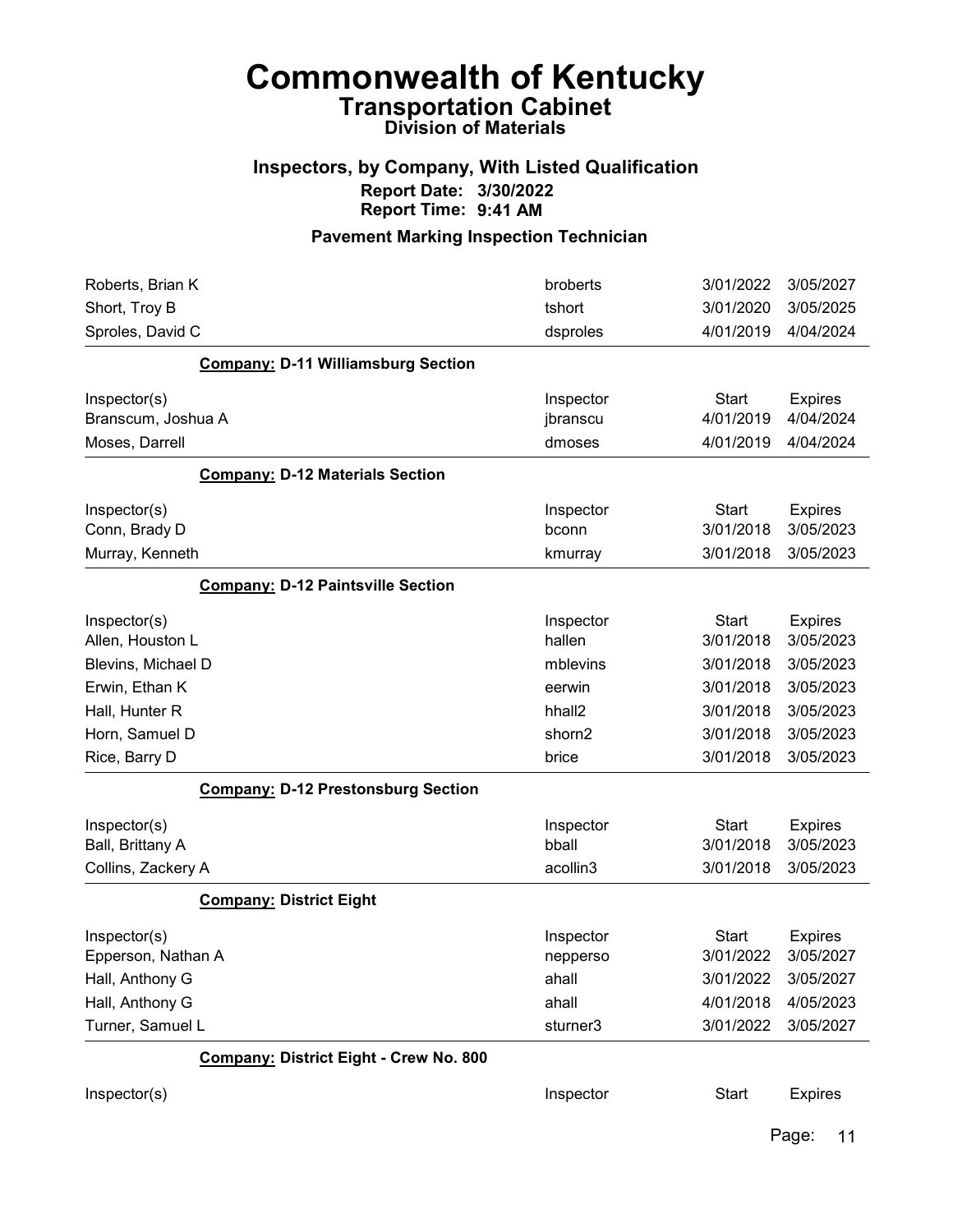# Commonwealth of Kentucky
## Transportation Cabinet
### Division of Materials

### Inspectors, by Company, With Listed Qualification
**Report Date: 3/30/2022**
**Report Time: 9:41 AM**

### Pavement Marking Inspection Technician

| | | | |
|---|---|---|---|
| Roberts, Brian K | broberts | 3/01/2022 | 3/05/2027 |
| Short, Troy B | tshort | 3/01/2020 | 3/05/2025 |
| Sproles, David C | dsproles | 4/01/2019 | 4/04/2024 |

**Company: D-11 Williamsburg Section**

| Inspector(s) | Inspector | Start | Expires |
|---|---|---|---|
| Branscum, Joshua A | jbranscu | 4/01/2019 | 4/04/2024 |
| Moses, Darrell | dmoses | 4/01/2019 | 4/04/2024 |

**Company: D-12 Materials Section**

| Inspector(s) | Inspector | Start | Expires |
|---|---|---|---|
| Conn, Brady D | bconn | 3/01/2018 | 3/05/2023 |
| Murray, Kenneth | kmurray | 3/01/2018 | 3/05/2023 |

**Company: D-12 Paintsville Section**

| Inspector(s) | Inspector | Start | Expires |
|---|---|---|---|
| Allen, Houston L | hallen | 3/01/2018 | 3/05/2023 |
| Blevins, Michael D | mblevins | 3/01/2018 | 3/05/2023 |
| Erwin, Ethan K | eerwin | 3/01/2018 | 3/05/2023 |
| Hall, Hunter R | hhall2 | 3/01/2018 | 3/05/2023 |
| Horn, Samuel D | shorn2 | 3/01/2018 | 3/05/2023 |
| Rice, Barry D | brice | 3/01/2018 | 3/05/2023 |

**Company: D-12 Prestonsburg Section**

| Inspector(s) | Inspector | Start | Expires |
|---|---|---|---|
| Ball, Brittany A | bball | 3/01/2018 | 3/05/2023 |
| Collins, Zackery A | acollin3 | 3/01/2018 | 3/05/2023 |

**Company: District Eight**

| Inspector(s) | Inspector | Start | Expires |
|---|---|---|---|
| Epperson, Nathan A | nepperso | 3/01/2022 | 3/05/2027 |
| Hall, Anthony G | ahall | 3/01/2022 | 3/05/2027 |
| Hall, Anthony G | ahall | 4/01/2018 | 4/05/2023 |
| Turner, Samuel L | sturner3 | 3/01/2022 | 3/05/2027 |

**Company: District Eight - Crew No. 800**

| Inspector(s) | Inspector | Start | Expires |
|---|---|---|---|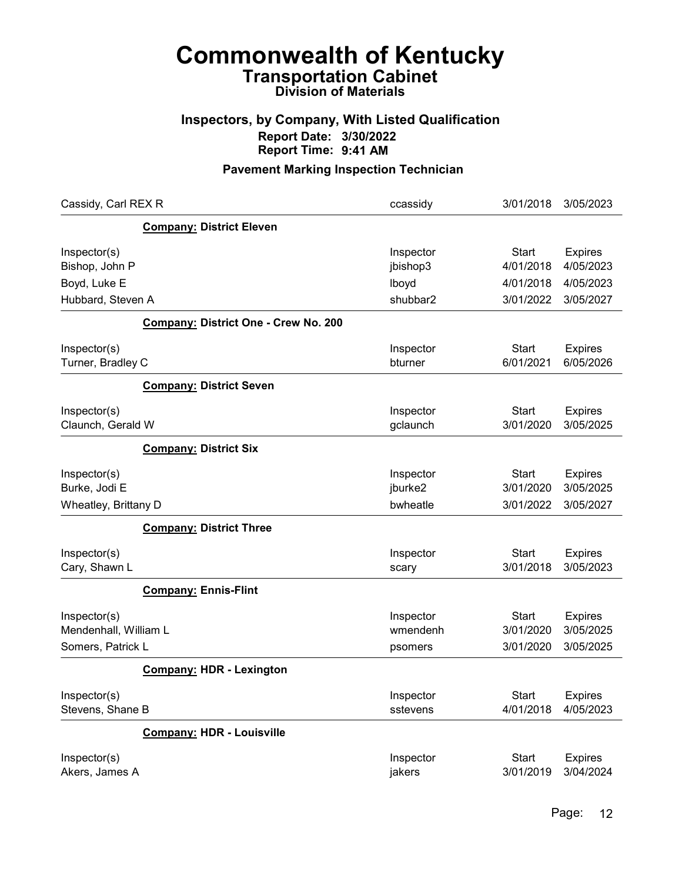# Commonwealth of Kentucky
## Transportation Cabinet
### Division of Materials

### Inspectors, by Company, With Listed Qualification
**Report Date: 3/30/2022**
**Report Time: 9:41 AM**

### Pavement Marking Inspection Technician

| | | | |
|---|---|---|---|
| Cassidy, Carl REX R | ccassidy | 3/01/2018 | 3/05/2023 |

**Company: District Eleven**

| Inspector(s) | Inspector | Start | Expires |
|---|---|---|---|
| Bishop, John P | jbishop3 | 4/01/2018 | 4/05/2023 |
| Boyd, Luke E | lboyd | 4/01/2018 | 4/05/2023 |
| Hubbard, Steven A | shubbar2 | 3/01/2022 | 3/05/2027 |

**Company: District One - Crew No. 200**

| Inspector(s) | Inspector | Start | Expires |
|---|---|---|---|
| Turner, Bradley C | bturner | 6/01/2021 | 6/05/2026 |

**Company: District Seven**

| Inspector(s) | Inspector | Start | Expires |
|---|---|---|---|
| Claunch, Gerald W | gclaunch | 3/01/2020 | 3/05/2025 |

**Company: District Six**

| Inspector(s) | Inspector | Start | Expires |
|---|---|---|---|
| Burke, Jodi E | jburke2 | 3/01/2020 | 3/05/2025 |
| Wheatley, Brittany D | bwheatle | 3/01/2022 | 3/05/2027 |

**Company: District Three**

| Inspector(s) | Inspector | Start | Expires |
|---|---|---|---|
| Cary, Shawn L | scary | 3/01/2018 | 3/05/2023 |

**Company: Ennis-Flint**

| Inspector(s) | Inspector | Start | Expires |
|---|---|---|---|
| Mendenhall, William L | wmendenh | 3/01/2020 | 3/05/2025 |
| Somers, Patrick L | psomers | 3/01/2020 | 3/05/2025 |

**Company: HDR - Lexington**

| Inspector(s) | Inspector | Start | Expires |
|---|---|---|---|
| Stevens, Shane B | sstevens | 4/01/2018 | 4/05/2023 |

**Company: HDR - Louisville**

| Inspector(s) | Inspector | Start | Expires |
|---|---|---|---|
| Akers, James A | jakers | 3/01/2019 | 3/04/2024 |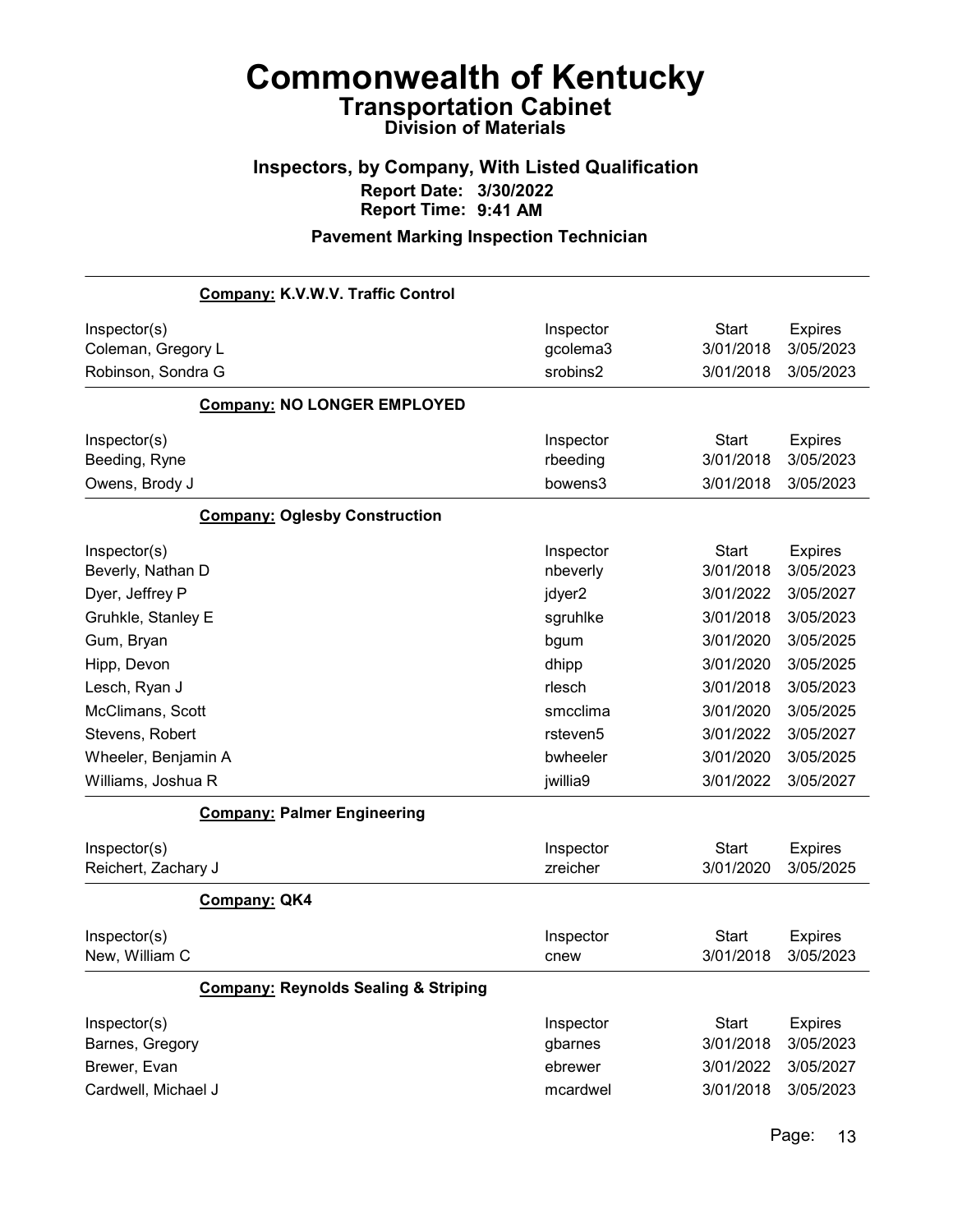# Commonwealth of Kentucky

## Transportation Cabinet

### Division of Materials

### Inspectors, by Company, With Listed Qualification

**Report Date: 3/30/2022**

**Report Time: 9:41 AM**

### Pavement Marking Inspection Technician

**Company: K.V.W.V. Traffic Control**

| Inspector(s) | Inspector | Start | Expires |
|---|---|---|---|
| Coleman, Gregory L | gcolema3 | 3/01/2018 | 3/05/2023 |
| Robinson, Sondra G | srobins2 | 3/01/2018 | 3/05/2023 |

**Company: NO LONGER EMPLOYED**

| Inspector(s) | Inspector | Start | Expires |
|---|---|---|---|
| Beeding, Ryne | rbeeding | 3/01/2018 | 3/05/2023 |
| Owens, Brody J | bowens3 | 3/01/2018 | 3/05/2023 |

**Company: Oglesby Construction**

| Inspector(s) | Inspector | Start | Expires |
|---|---|---|---|
| Beverly, Nathan D | nbeverly | 3/01/2018 | 3/05/2023 |
| Dyer, Jeffrey P | jdyer2 | 3/01/2022 | 3/05/2027 |
| Gruhkle, Stanley E | sgruhlke | 3/01/2018 | 3/05/2023 |
| Gum, Bryan | bgum | 3/01/2020 | 3/05/2025 |
| Hipp, Devon | dhipp | 3/01/2020 | 3/05/2025 |
| Lesch, Ryan J | rlesch | 3/01/2018 | 3/05/2023 |
| McClimans, Scott | smcclima | 3/01/2020 | 3/05/2025 |
| Stevens, Robert | rsteven5 | 3/01/2022 | 3/05/2027 |
| Wheeler, Benjamin A | bwheeler | 3/01/2020 | 3/05/2025 |
| Williams, Joshua R | jwillia9 | 3/01/2022 | 3/05/2027 |

**Company: Palmer Engineering**

| Inspector(s) | Inspector | Start | Expires |
|---|---|---|---|
| Reichert, Zachary J | zreicher | 3/01/2020 | 3/05/2025 |

**Company: QK4**

| Inspector(s) | Inspector | Start | Expires |
|---|---|---|---|
| New, William C | cnew | 3/01/2018 | 3/05/2023 |

**Company: Reynolds Sealing & Striping**

| Inspector(s) | Inspector | Start | Expires |
|---|---|---|---|
| Barnes, Gregory | gbarnes | 3/01/2018 | 3/05/2023 |
| Brewer, Evan | ebrewer | 3/01/2022 | 3/05/2027 |
| Cardwell, Michael J | mcardwel | 3/01/2018 | 3/05/2023 |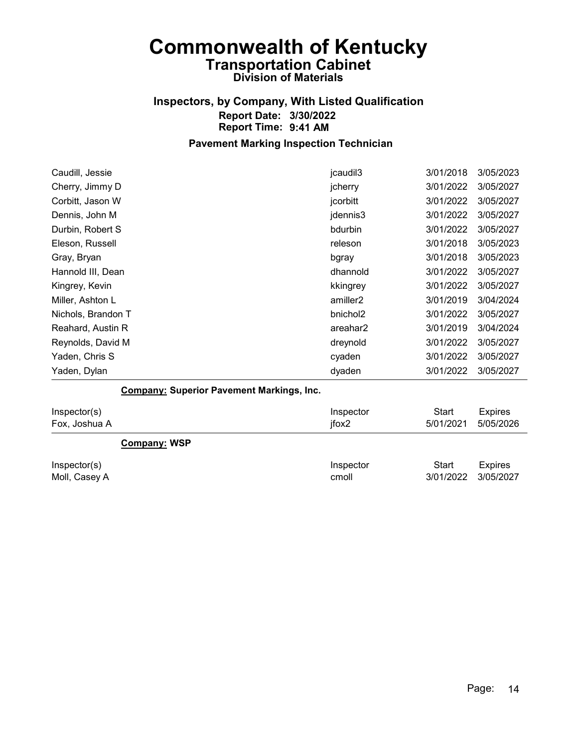# Commonwealth of Kentucky

## Transportation Cabinet

### Division of Materials

### Inspectors, by Company, With Listed Qualification

**Report Date: 3/30/2022**
**Report Time: 9:41 AM**

### Pavement Marking Inspection Technician

| | | | |
|---|---|---|---|
| Caudill, Jessie | jcaudil3 | 3/01/2018 | 3/05/2023 |
| Cherry, Jimmy D | jcherry | 3/01/2022 | 3/05/2027 |
| Corbitt, Jason W | jcorbitt | 3/01/2022 | 3/05/2027 |
| Dennis, John M | jdennis3 | 3/01/2022 | 3/05/2027 |
| Durbin, Robert S | bdurbin | 3/01/2022 | 3/05/2027 |
| Eleson, Russell | releson | 3/01/2018 | 3/05/2023 |
| Gray, Bryan | bgray | 3/01/2018 | 3/05/2023 |
| Hannold III, Dean | dhannold | 3/01/2022 | 3/05/2027 |
| Kingrey, Kevin | kkingrey | 3/01/2022 | 3/05/2027 |
| Miller, Ashton L | amiller2 | 3/01/2019 | 3/04/2024 |
| Nichols, Brandon T | bnichol2 | 3/01/2022 | 3/05/2027 |
| Reahard, Austin R | areahar2 | 3/01/2019 | 3/04/2024 |
| Reynolds, David M | dreynold | 3/01/2022 | 3/05/2027 |
| Yaden, Chris S | cyaden | 3/01/2022 | 3/05/2027 |
| Yaden, Dylan | dyaden | 3/01/2022 | 3/05/2027 |

**Company: Superior Pavement Markings, Inc.**

| Inspector(s) | Inspector | Start | Expires |
|---|---|---|---|
| Fox, Joshua A | jfox2 | 5/01/2021 | 5/05/2026 |

**Company: WSP**

| Inspector(s) | Inspector | Start | Expires |
|---|---|---|---|
| Moll, Casey A | cmoll | 3/01/2022 | 3/05/2027 |